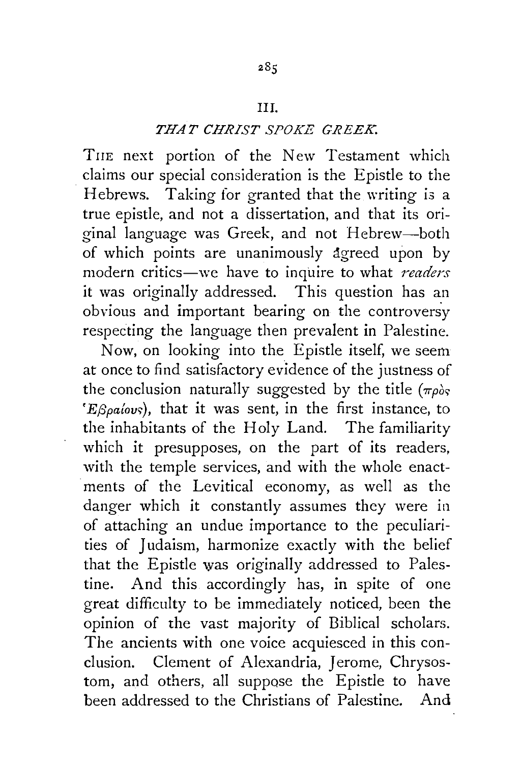## III.

### *THAT CHRIST SPOKE GREEK.*

THE next portion of the New Testament which claims our special consideration is the Epistle to the Hebrews. Taking for granted that the writing is a true epistle, and not a dissertation, and that its original language was Greek, and not Hebrew—both of which points are unanimously agreed upon by modern critics—we have to inquire to what *readers* it was originally addressed. This question has an obvious and important bearing on the controversy respecting the language then prevalent in Palestine.

Now, on looking into the Epistle itself, we seem at once to find satisfactory evidence of the justness of the conclusion naturally suggested by the title (*πρὸς Ἑβραίους*), that it was sent, in the first instance, to the inhabitants of the Holy Land. The familiarity which it presupposes, on the part of its readers, with the temple services, and with the whole enactments of the Levitical economy, as well as the danger which it constantly assumes they were in of attaching an undue importance to the peculiarities of Judaism, harmonize exactly with the belief that the Epistle was originally addressed to Palestine. And this accordingly has, in spite of one great difficulty to be immediately noticed, been the opinion of the vast majority of Biblical scholars. The ancients with one voice acquiesced in this conclusion. Clement of Alexandria, Jerome, Chrysostom, and others, all suppose the Epistle to have been addressed to the Christians of Palestine. And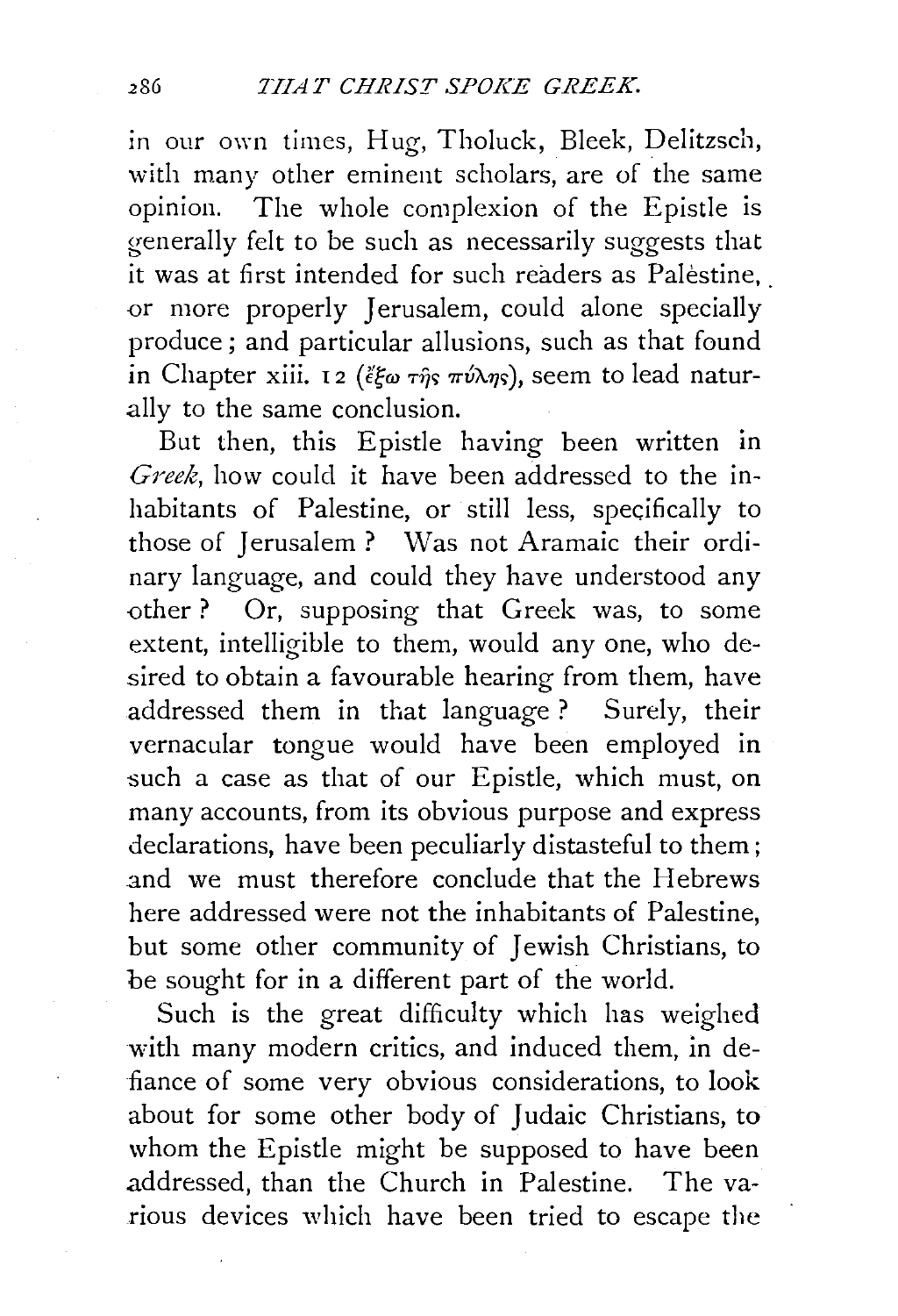in our own times, Hug, Tholuck, Bleek, Delitzsch, with many other eminent scholars, are of the same opinion. The whole complexion of the Epistle is generally felt to be such as necessarily suggests that it was at first intended for such readers as Palèstine, or more properly Jerusalem, could alone specially produce; and particular allusions, such as that found in Chapter xiii. 12 (ἔξω τῆς πύλης), seem to lead naturally to the same conclusion.

But then, this Epistle having been written in *Greek*, how could it have been addressed to the inhabitants of Palestine, or still less, specifically to those of Jerusalem? Was not Aramaic their ordinary language, and could they have understood any other? Or, supposing that Greek was, to some extent, intelligible to them, would any one, who desired to obtain a favourable hearing from them, have addressed them in that language? Surely, their vernacular tongue would have been employed in such a case as that of our Epistle, which must, on many accounts, from its obvious purpose and express declarations, have been peculiarly distasteful to them; and we must therefore conclude that the Hebrews here addressed were not the inhabitants of Palestine, but some other community of Jewish Christians, to be sought for in a different part of the world.

Such is the great difficulty which has weighed with many modern critics, and induced them, in defiance of some very obvious considerations, to look about for some other body of Judaic Christians, to whom the Epistle might be supposed to have been addressed, than the Church in Palestine. The various devices which have been tried to escape the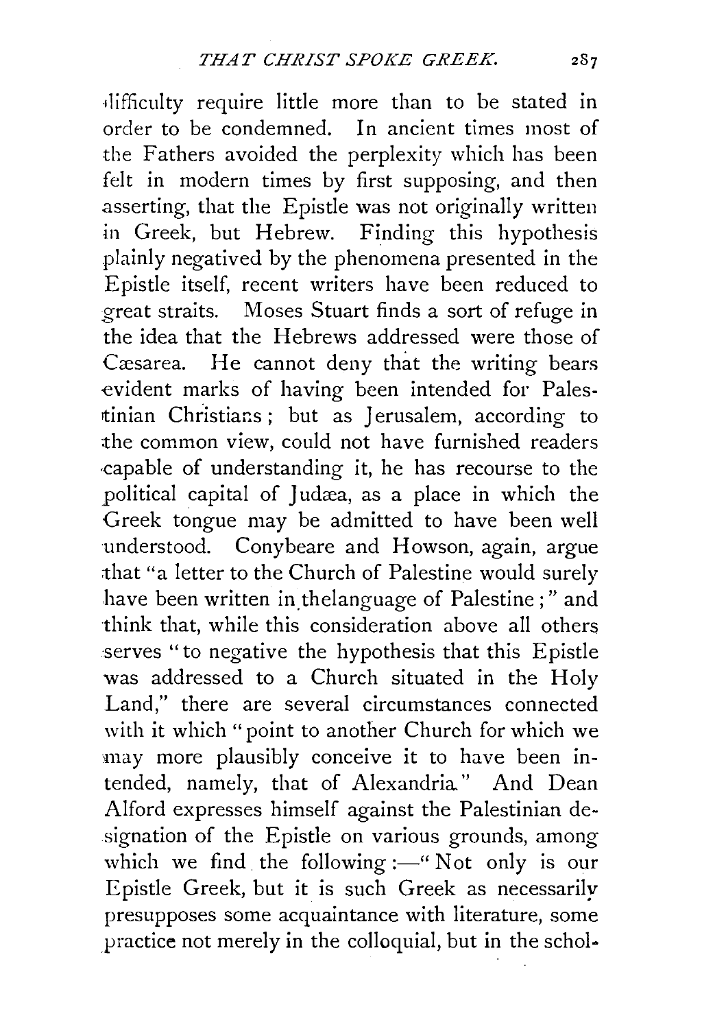difficulty require little more than to be stated in order to be condemned. In ancient times most of the Fathers avoided the perplexity which has been felt in modern times by first supposing, and then asserting, that the Epistle was not originally written in Greek, but Hebrew. Finding this hypothesis plainly negatived by the phenomena presented in the Epistle itself, recent writers have been reduced to great straits. Moses Stuart finds a sort of refuge in the idea that the Hebrews addressed were those of Cæsarea. He cannot deny that the writing bears evident marks of having been intended for Palestinian Christians; but as Jerusalem, according to the common view, could not have furnished readers capable of understanding it, he has recourse to the political capital of Judæa, as a place in which the Greek tongue may be admitted to have been well understood. Conybeare and Howson, again, argue that "a letter to the Church of Palestine would surely have been written in the language of Palestine;" and think that, while this consideration above all others serves "to negative the hypothesis that this Epistle was addressed to a Church situated in the Holy Land," there are several circumstances connected with it which "point to another Church for which we may more plausibly conceive it to have been intended, namely, that of Alexandria." And Dean Alford expresses himself against the Palestinian designation of the Epistle on various grounds, among which we find the following:—"Not only is our Epistle Greek, but it is such Greek as necessarily presupposes some acquaintance with literature, some practice not merely in the colloquial, but in the schol-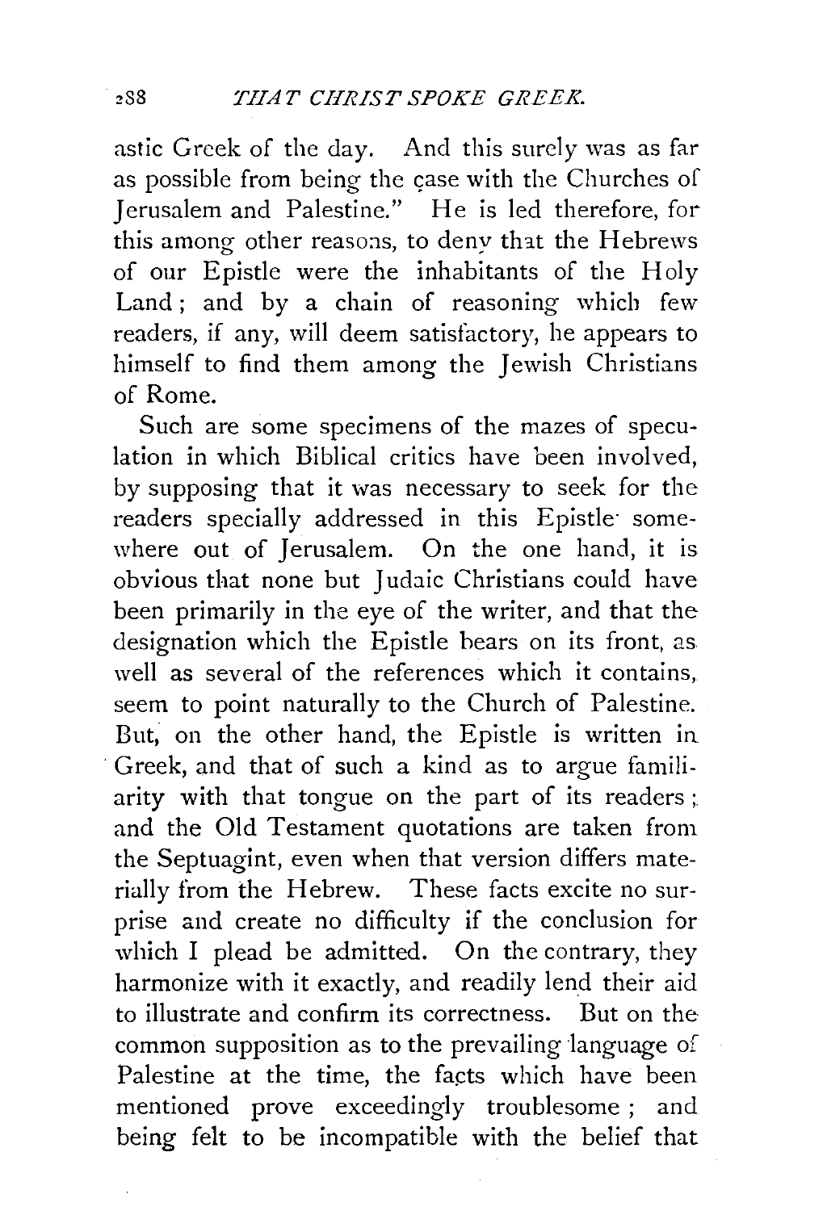astic Greek of the day. And this surely was as far as possible from being the case with the Churches of Jerusalem and Palestine." He is led therefore, for this among other reasons, to deny that the Hebrews of our Epistle were the inhabitants of the Holy Land; and by a chain of reasoning which few readers, if any, will deem satisfactory, he appears to himself to find them among the Jewish Christians of Rome.

Such are some specimens of the mazes of speculation in which Biblical critics have been involved, by supposing that it was necessary to seek for the readers specially addressed in this Epistle somewhere out of Jerusalem. On the one hand, it is obvious that none but Judaic Christians could have been primarily in the eye of the writer, and that the designation which the Epistle bears on its front, as well as several of the references which it contains, seem to point naturally to the Church of Palestine. But, on the other hand, the Epistle is written in Greek, and that of such a kind as to argue familiarity with that tongue on the part of its readers; and the Old Testament quotations are taken from the Septuagint, even when that version differs materially from the Hebrew. These facts excite no surprise and create no difficulty if the conclusion for which I plead be admitted. On the contrary, they harmonize with it exactly, and readily lend their aid to illustrate and confirm its correctness. But on the common supposition as to the prevailing language of Palestine at the time, the facts which have been mentioned prove exceedingly troublesome; and being felt to be incompatible with the belief that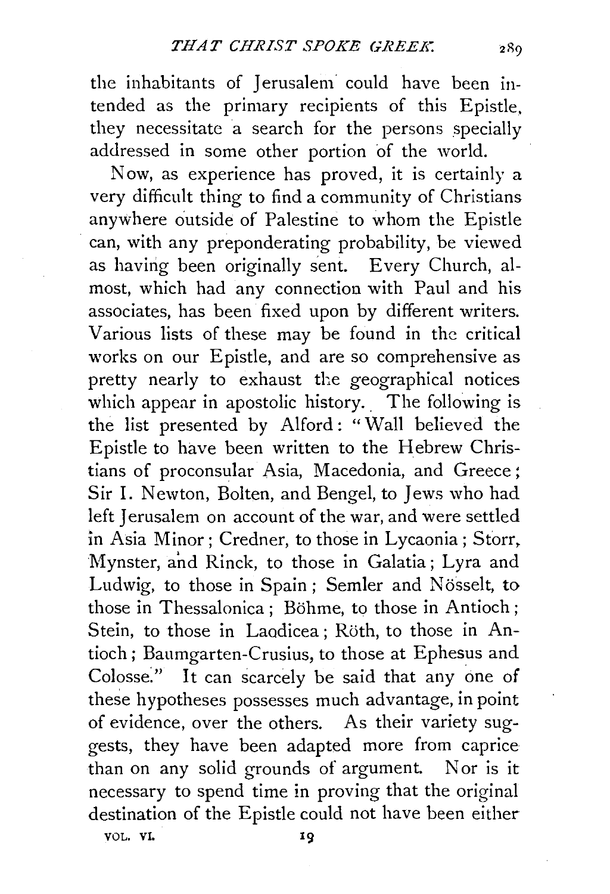the inhabitants of Jerusalem could have been intended as the primary recipients of this Epistle, they necessitate a search for the persons specially addressed in some other portion of the world.

Now, as experience has proved, it is certainly a very difficult thing to find a community of Christians anywhere outside of Palestine to whom the Epistle can, with any preponderating probability, be viewed as having been originally sent. Every Church, almost, which had any connection with Paul and his associates, has been fixed upon by different writers. Various lists of these may be found in the critical works on our Epistle, and are so comprehensive as pretty nearly to exhaust the geographical notices which appear in apostolic history. The following is the list presented by Alford: "Wall believed the Epistle to have been written to the Hebrew Christians of proconsular Asia, Macedonia, and Greece; Sir I. Newton, Bolten, and Bengel, to Jews who had left Jerusalem on account of the war, and were settled in Asia Minor; Credner, to those in Lycaonia; Storr, Mynster, and Rinck, to those in Galatia; Lyra and Ludwig, to those in Spain; Semler and Nösselt, to those in Thessalonica; Böhme, to those in Antioch; Stein, to those in Laodicea; Röth, to those in Antioch; Baumgarten-Crusius, to those at Ephesus and Colosse." It can scarcely be said that any one of these hypotheses possesses much advantage, in point of evidence, over the others. As their variety suggests, they have been adapted more from caprice than on any solid grounds of argument. Nor is it necessary to spend time in proving that the original destination of the Epistle could not have been either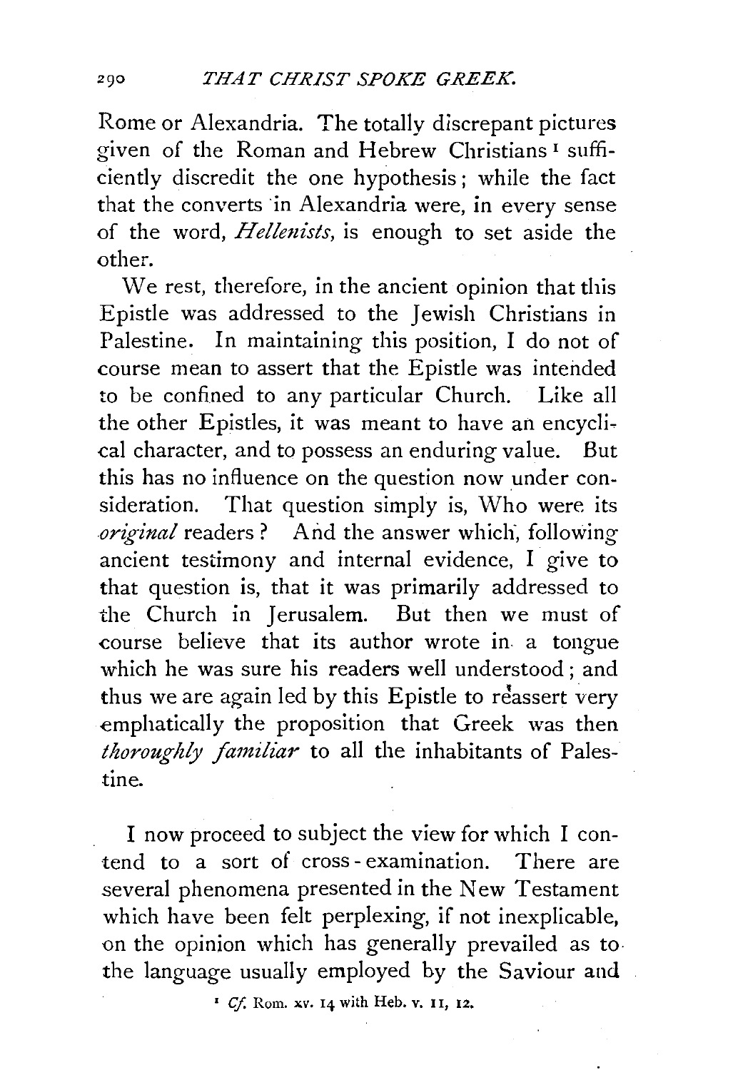Rome or Alexandria. The totally discrepant pictures given of the Roman and Hebrew Christians [1] sufficiently discredit the one hypothesis; while the fact that the converts in Alexandria were, in every sense of the word, *Hellenists*, is enough to set aside the other.

We rest, therefore, in the ancient opinion that this Epistle was addressed to the Jewish Christians in Palestine. In maintaining this position, I do not of course mean to assert that the Epistle was intended to be confined to any particular Church. Like all the other Epistles, it was meant to have an encyclical character, and to possess an enduring value. But this has no influence on the question now under consideration. That question simply is, Who were its *original* readers? And the answer which, following ancient testimony and internal evidence, I give to that question is, that it was primarily addressed to the Church in Jerusalem. But then we must of course believe that its author wrote in a tongue which he was sure his readers well understood; and thus we are again led by this Epistle to reassert very emphatically the proposition that Greek was then *thoroughly familiar* to all the inhabitants of Palestine.

I now proceed to subject the view for which I contend to a sort of cross-examination. There are several phenomena presented in the New Testament which have been felt perplexing, if not inexplicable, on the opinion which has generally prevailed as to the language usually employed by the Saviour and

[1] *Cf.* Rom. xv. 14 with Heb. v. 11, 12.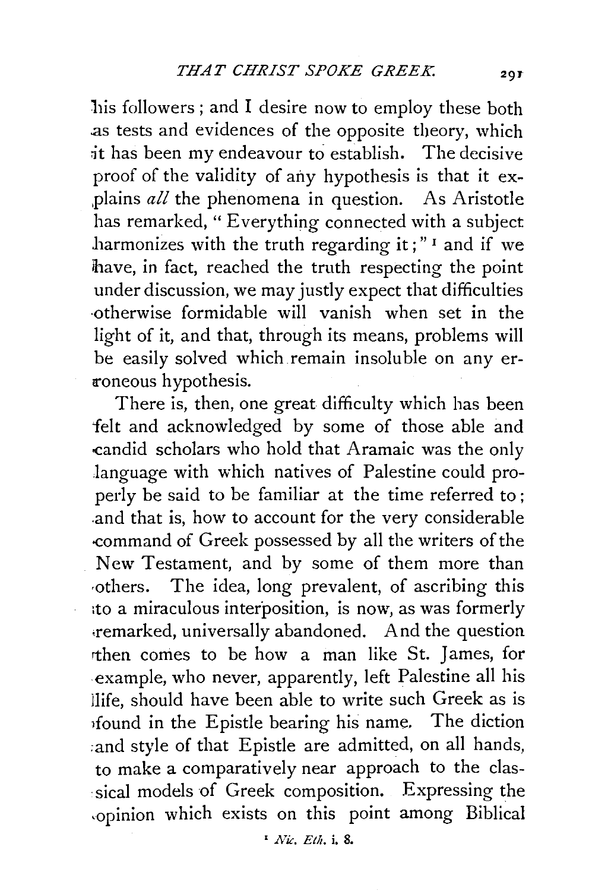his followers; and I desire now to employ these both as tests and evidences of the opposite theory, which it has been my endeavour to establish. The decisive proof of the validity of any hypothesis is that it explains *all* the phenomena in question. As Aristotle has remarked, "Everything connected with a subject harmonizes with the truth regarding it;" [1] and if we have, in fact, reached the truth respecting the point under discussion, we may justly expect that difficulties otherwise formidable will vanish when set in the light of it, and that, through its means, problems will be easily solved which remain insoluble on any erroneous hypothesis.

There is, then, one great difficulty which has been felt and acknowledged by some of those able and candid scholars who hold that Aramaic was the only language with which natives of Palestine could properly be said to be familiar at the time referred to; and that is, how to account for the very considerable command of Greek possessed by all the writers of the New Testament, and by some of them more than others. The idea, long prevalent, of ascribing this to a miraculous interposition, is now, as was formerly remarked, universally abandoned. And the question then comes to be how a man like St. James, for example, who never, apparently, left Palestine all his life, should have been able to write such Greek as is found in the Epistle bearing his name. The diction and style of that Epistle are admitted, on all hands, to make a comparatively near approach to the classical models of Greek composition. Expressing the opinion which exists on this point among Biblical

[1] *Nic. Eth.* i. 8.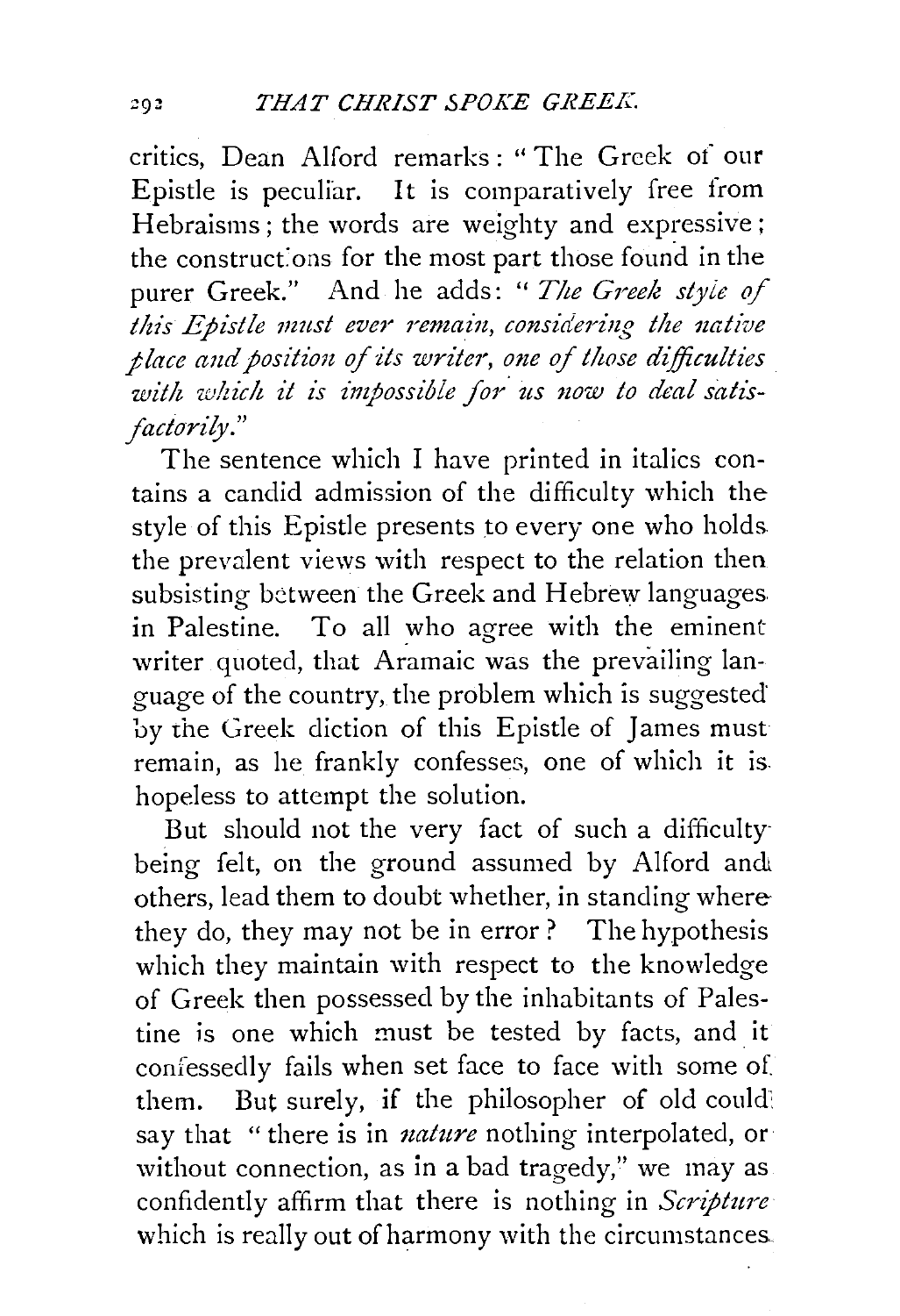critics, Dean Alford remarks: "The Greek of our Epistle is peculiar. It is comparatively free from Hebraisms; the words are weighty and expressive; the constructions for the most part those found in the purer Greek." And he adds: "*The Greek style of this Epistle must ever remain, considering the native place and position of its writer, one of those difficulties with which it is impossible for us now to deal satisfactorily.*"

The sentence which I have printed in italics contains a candid admission of the difficulty which the style of this Epistle presents to every one who holds the prevalent views with respect to the relation then subsisting between the Greek and Hebrew languages in Palestine. To all who agree with the eminent writer quoted, that Aramaic was the prevailing language of the country, the problem which is suggested by the Greek diction of this Epistle of James must remain, as he frankly confesses, one of which it is hopeless to attempt the solution.

But should not the very fact of such a difficulty being felt, on the ground assumed by Alford and others, lead them to doubt whether, in standing where they do, they may not be in error? The hypothesis which they maintain with respect to the knowledge of Greek then possessed by the inhabitants of Palestine is one which must be tested by facts, and it confessedly fails when set face to face with some of them. But surely, if the philosopher of old could say that "there is in *nature* nothing interpolated, or without connection, as in a bad tragedy," we may as confidently affirm that there is nothing in *Scripture* which is really out of harmony with the circumstances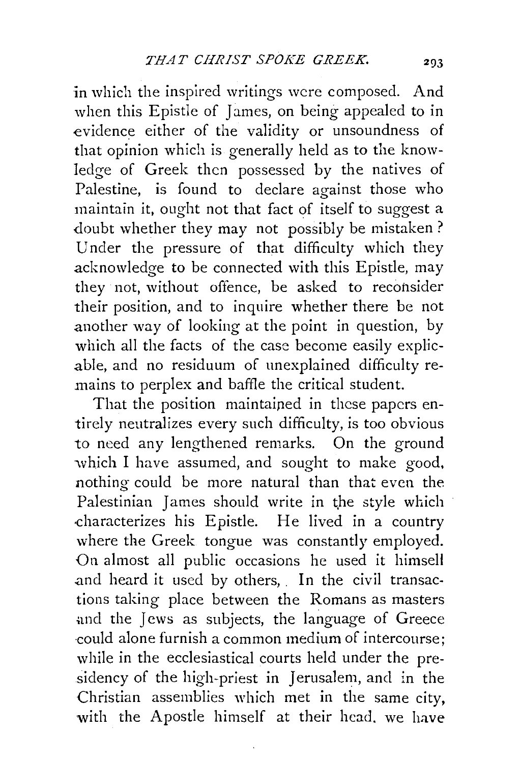in which the inspired writings were composed. And when this Epistle of James, on being appealed to in evidence either of the validity or unsoundness of that opinion which is generally held as to the knowledge of Greek then possessed by the natives of Palestine, is found to declare against those who maintain it, ought not that fact of itself to suggest a doubt whether they may not possibly be mistaken? Under the pressure of that difficulty which they acknowledge to be connected with this Epistle, may they not, without offence, be asked to reconsider their position, and to inquire whether there be not another way of looking at the point in question, by which all the facts of the case become easily explicable, and no residuum of unexplained difficulty remains to perplex and baffle the critical student.

That the position maintained in these papers entirely neutralizes every such difficulty, is too obvious to need any lengthened remarks. On the ground which I have assumed, and sought to make good, nothing could be more natural than that even the Palestinian James should write in the style which characterizes his Epistle. He lived in a country where the Greek tongue was constantly employed. On almost all public occasions he used it himself and heard it used by others. In the civil transactions taking place between the Romans as masters and the Jews as subjects, the language of Greece could alone furnish a common medium of intercourse; while in the ecclesiastical courts held under the presidency of the high-priest in Jerusalem, and in the Christian assemblies which met in the same city, with the Apostle himself at their head, we have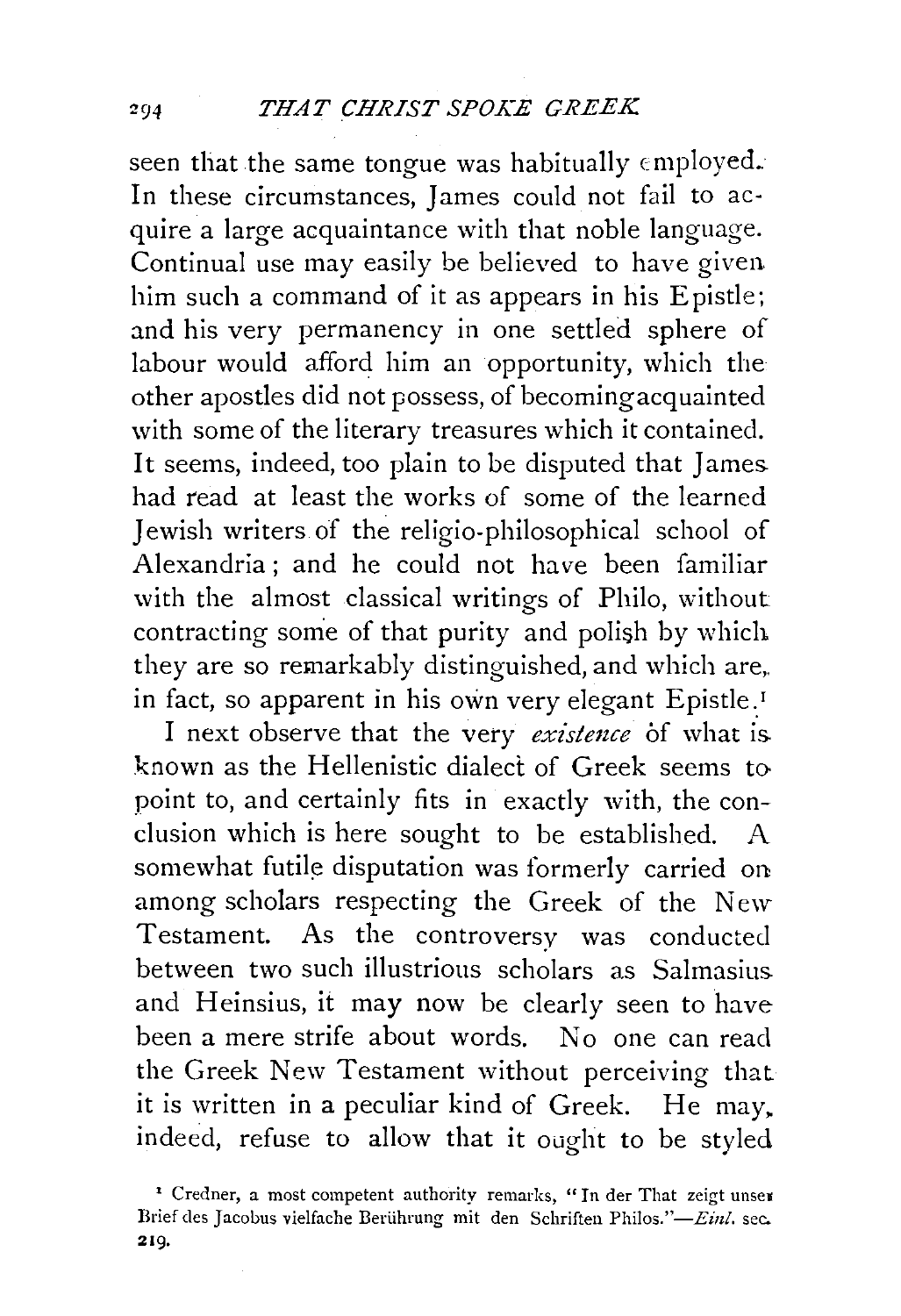seen that the same tongue was habitually employed. In these circumstances, James could not fail to acquire a large acquaintance with that noble language. Continual use may easily be believed to have given him such a command of it as appears in his Epistle; and his very permanency in one settled sphere of labour would afford him an opportunity, which the other apostles did not possess, of becoming acquainted with some of the literary treasures which it contained. It seems, indeed, too plain to be disputed that James had read at least the works of some of the learned Jewish writers of the religio-philosophical school of Alexandria; and he could not have been familiar with the almost classical writings of Philo, without contracting some of that purity and polish by which they are so remarkably distinguished, and which are, in fact, so apparent in his own very elegant Epistle.[1]

I next observe that the very *existence* of what is known as the Hellenistic dialect of Greek seems to point to, and certainly fits in exactly with, the conclusion which is here sought to be established. A somewhat futile disputation was formerly carried on among scholars respecting the Greek of the New Testament. As the controversy was conducted between two such illustrious scholars as Salmasius and Heinsius, it may now be clearly seen to have been a mere strife about words. No one can read the Greek New Testament without perceiving that it is written in a peculiar kind of Greek. He may, indeed, refuse to allow that it ought to be styled

[1] Credner, a most competent authority remarks, "In der That zeigt unser Brief des Jacobus vielfache Berührung mit den Schriften Philos."—*Einl.* sec. 219.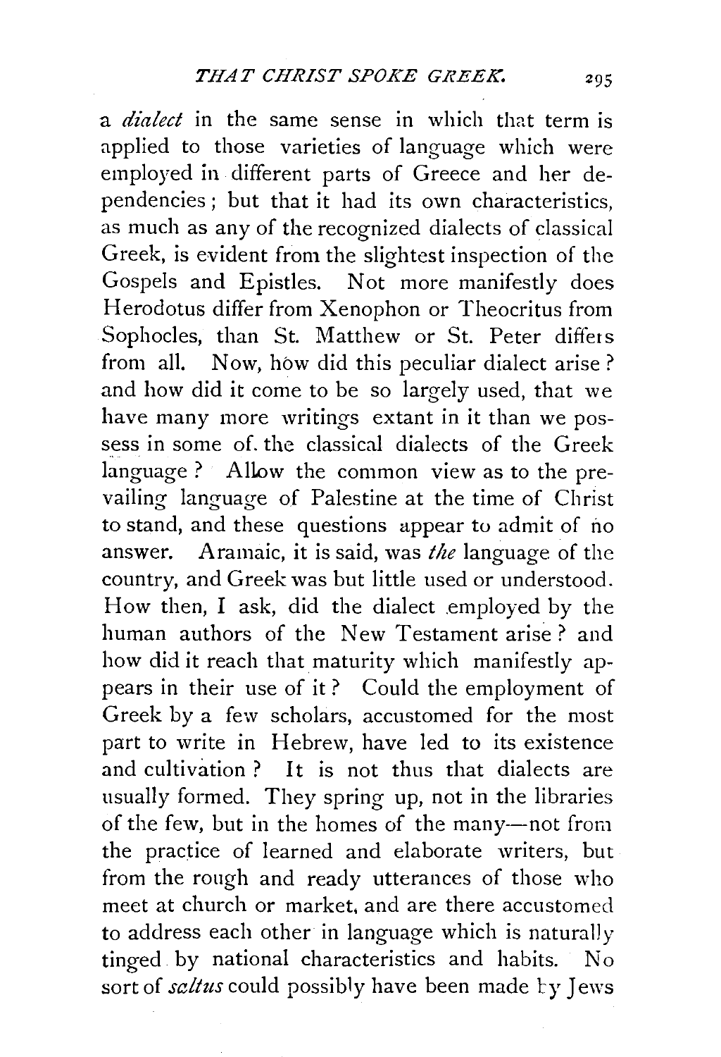a *dialect* in the same sense in which that term is applied to those varieties of language which were employed in different parts of Greece and her dependencies; but that it had its own characteristics, as much as any of the recognized dialects of classical Greek, is evident from the slightest inspection of the Gospels and Epistles. Not more manifestly does Herodotus differ from Xenophon or Theocritus from Sophocles, than St. Matthew or St. Peter differs from all. Now, how did this peculiar dialect arise? and how did it come to be so largely used, that we have many more writings extant in it than we possess in some of the classical dialects of the Greek language? Allow the common view as to the prevailing language of Palestine at the time of Christ to stand, and these questions appear to admit of no answer. Aramaic, it is said, was *the* language of the country, and Greek was but little used or understood. How then, I ask, did the dialect employed by the human authors of the New Testament arise? and how did it reach that maturity which manifestly appears in their use of it? Could the employment of Greek by a few scholars, accustomed for the most part to write in Hebrew, have led to its existence and cultivation? It is not thus that dialects are usually formed. They spring up, not in the libraries of the few, but in the homes of the many—not from the practice of learned and elaborate writers, but from the rough and ready utterances of those who meet at church or market, and are there accustomed to address each other in language which is naturally tinged by national characteristics and habits. No sort of *saltus* could possibly have been made by Jews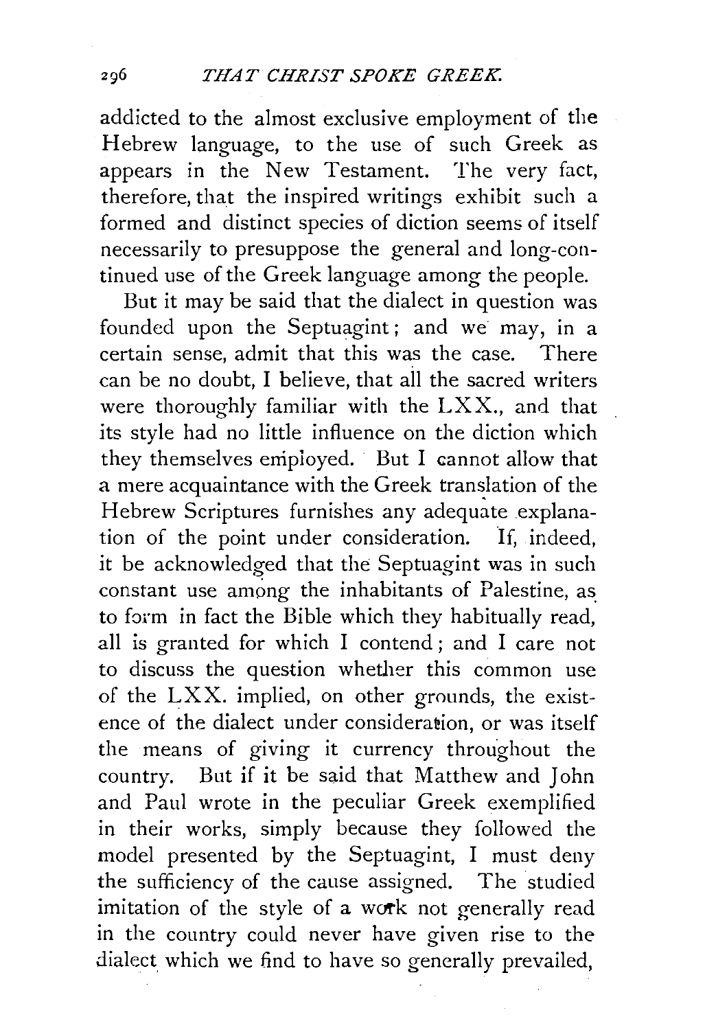addicted to the almost exclusive employment of the Hebrew language, to the use of such Greek as appears in the New Testament. The very fact, therefore, that the inspired writings exhibit such a formed and distinct species of diction seems of itself necessarily to presuppose the general and long-continued use of the Greek language among the people.

But it may be said that the dialect in question was founded upon the Septuagint; and we may, in a certain sense, admit that this was the case. There can be no doubt, I believe, that all the sacred writers were thoroughly familiar with the LXX., and that its style had no little influence on the diction which they themselves employed. But I cannot allow that a mere acquaintance with the Greek translation of the Hebrew Scriptures furnishes any adequate explanation of the point under consideration. If, indeed, it be acknowledged that the Septuagint was in such constant use among the inhabitants of Palestine, as to form in fact the Bible which they habitually read, all is granted for which I contend; and I care not to discuss the question whether this common use of the LXX. implied, on other grounds, the existence of the dialect under consideration, or was itself the means of giving it currency throughout the country. But if it be said that Matthew and John and Paul wrote in the peculiar Greek exemplified in their works, simply because they followed the model presented by the Septuagint, I must deny the sufficiency of the cause assigned. The studied imitation of the style of a work not generally read in the country could never have given rise to the dialect which we find to have so generally prevailed,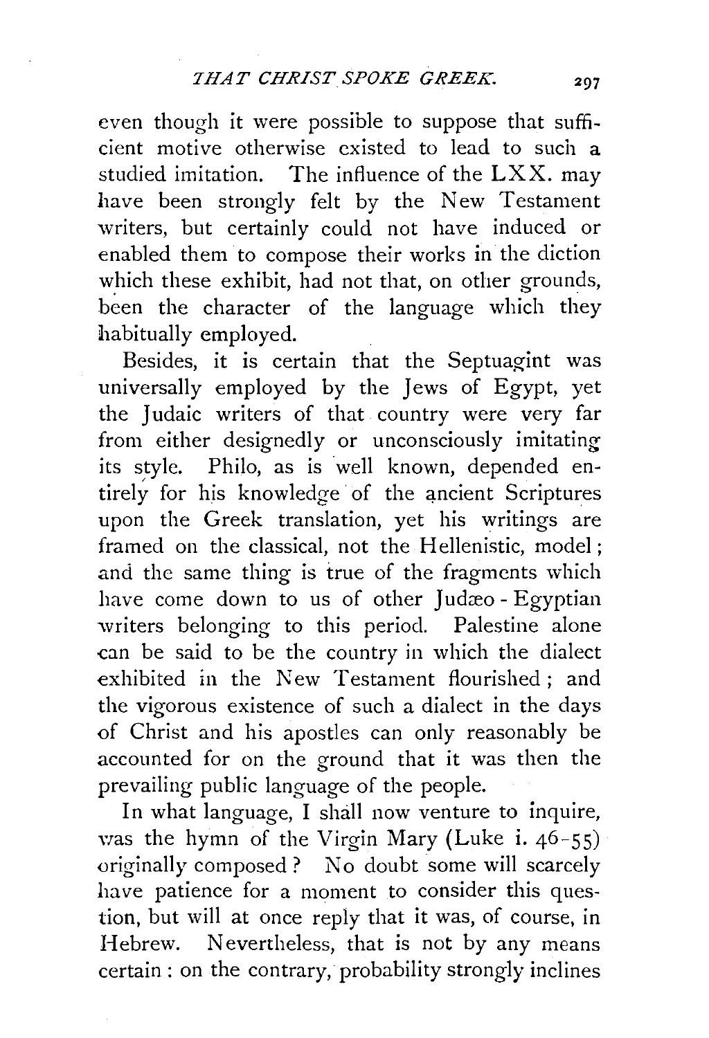even though it were possible to suppose that sufficient motive otherwise existed to lead to such a studied imitation. The influence of the LXX. may have been strongly felt by the New Testament writers, but certainly could not have induced or enabled them to compose their works in the diction which these exhibit, had not that, on other grounds, been the character of the language which they habitually employed.

Besides, it is certain that the Septuagint was universally employed by the Jews of Egypt, yet the Judaic writers of that country were very far from either designedly or unconsciously imitating its style. Philo, as is well known, depended entirely for his knowledge of the ancient Scriptures upon the Greek translation, yet his writings are framed on the classical, not the Hellenistic, model; and the same thing is true of the fragments which have come down to us of other Judæo-Egyptian writers belonging to this period. Palestine alone can be said to be the country in which the dialect exhibited in the New Testament flourished; and the vigorous existence of such a dialect in the days of Christ and his apostles can only reasonably be accounted for on the ground that it was then the prevailing public language of the people.

In what language, I shall now venture to inquire, was the hymn of the Virgin Mary (Luke i. 46-55) originally composed? No doubt some will scarcely have patience for a moment to consider this question, but will at once reply that it was, of course, in Hebrew. Nevertheless, that is not by any means certain: on the contrary, probability strongly inclines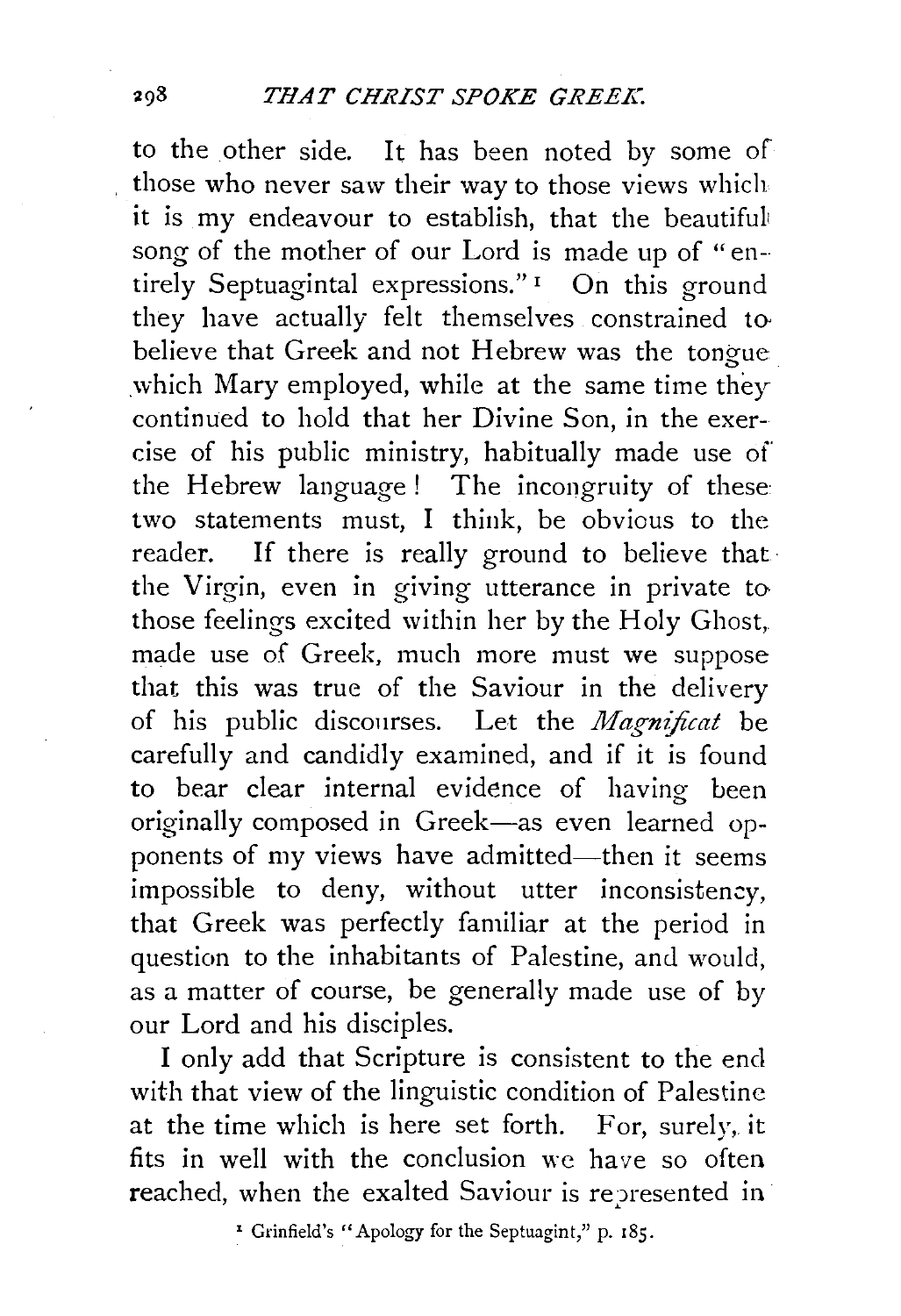to the other side. It has been noted by some of those who never saw their way to those views which it is my endeavour to establish, that the beautiful song of the mother of our Lord is made up of "entirely Septuagintal expressions."[1] On this ground they have actually felt themselves constrained to believe that Greek and not Hebrew was the tongue which Mary employed, while at the same time they continued to hold that her Divine Son, in the exercise of his public ministry, habitually made use of the Hebrew language! The incongruity of these two statements must, I think, be obvious to the reader. If there is really ground to believe that the Virgin, even in giving utterance in private to those feelings excited within her by the Holy Ghost, made use of Greek, much more must we suppose that this was true of the Saviour in the delivery of his public discourses. Let the *Magnificat* be carefully and candidly examined, and if it is found to bear clear internal evidence of having been originally composed in Greek—as even learned opponents of my views have admitted—then it seems impossible to deny, without utter inconsistency, that Greek was perfectly familiar at the period in question to the inhabitants of Palestine, and would, as a matter of course, be generally made use of by our Lord and his disciples.

I only add that Scripture is consistent to the end with that view of the linguistic condition of Palestine at the time which is here set forth. For, surely, it fits in well with the conclusion we have so often reached, when the exalted Saviour is represented in

[1] Grinfield's "Apology for the Septuagint," p. 185.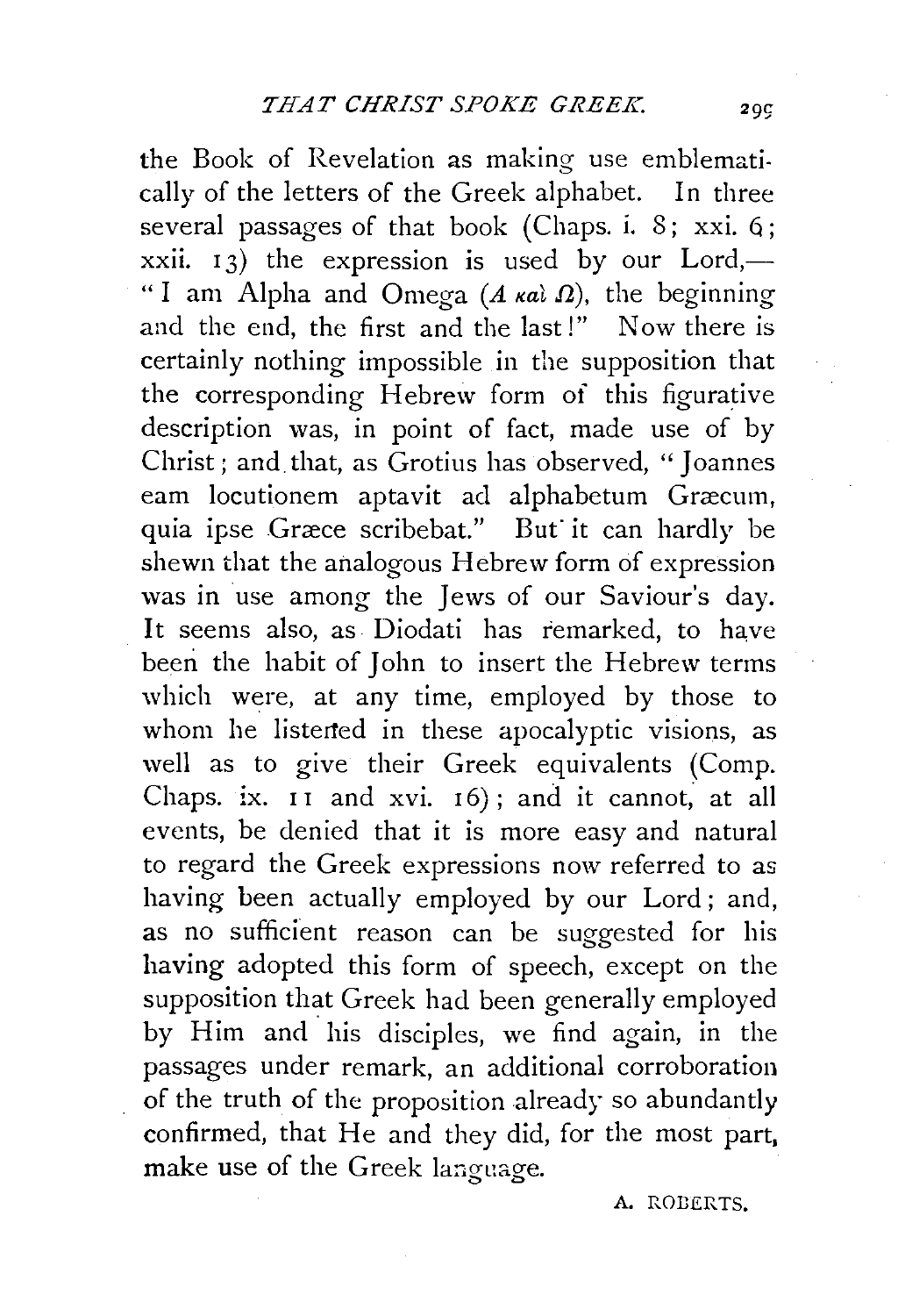the Book of Revelation as making use emblematically of the letters of the Greek alphabet. In three several passages of that book (Chaps. i. 8; xxi. 6; xxii. 13) the expression is used by our Lord,—"I am Alpha and Omega (*Α καὶ Ω*), the beginning and the end, the first and the last!" Now there is certainly nothing impossible in the supposition that the corresponding Hebrew form of this figurative description was, in point of fact, made use of by Christ; and that, as Grotius has observed, "Joannes eam locutionem aptavit ad alphabetum Græcum, quia ipse Græce scribebat." But it can hardly be shewn that the analogous Hebrew form of expression was in use among the Jews of our Saviour's day. It seems also, as Diodati has remarked, to have been the habit of John to insert the Hebrew terms which were, at any time, employed by those to whom he listened in these apocalyptic visions, as well as to give their Greek equivalents (Comp. Chaps. ix. 11 and xvi. 16); and it cannot, at all events, be denied that it is more easy and natural to regard the Greek expressions now referred to as having been actually employed by our Lord; and, as no sufficient reason can be suggested for his having adopted this form of speech, except on the supposition that Greek had been generally employed by Him and his disciples, we find again, in the passages under remark, an additional corroboration of the truth of the proposition already so abundantly confirmed, that He and they did, for the most part, make use of the Greek language.

A. ROBERTS.